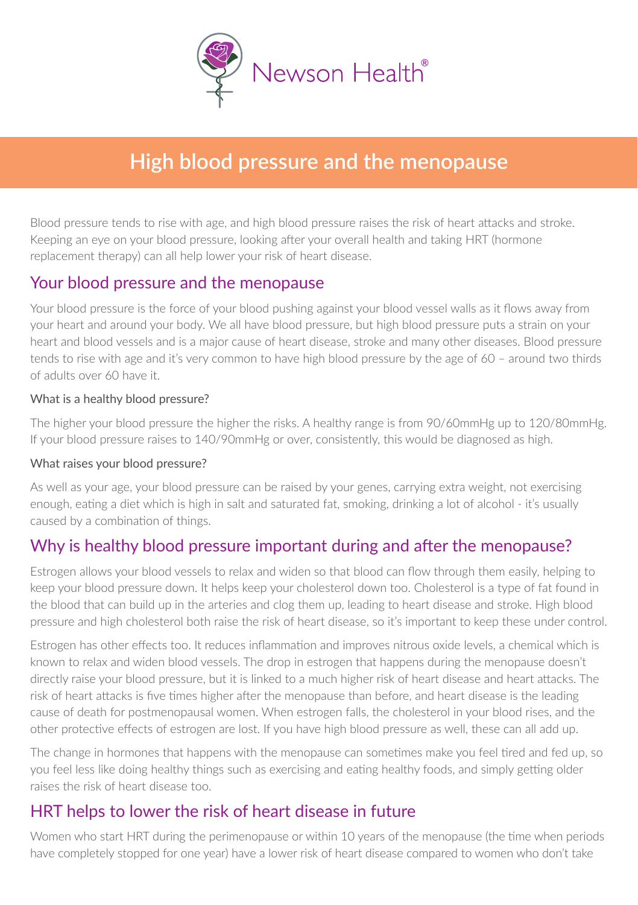Newson Health®

# High blood pressure and the menopause

Blood pressure tends to rise with age, and high blood pressure raises the risk of heart attacks and stroke. Keeping an eye on your blood pressure, looking after your overall health and taking HRT (hormone replacement therapy) can all help lower your risk of heart disease.

## Your blood pressure and the menopause

Your blood pressure is the force of your blood pushing against your blood vessel walls as it flows away from your heart and around your body. We all have blood pressure, but high blood pressure puts a strain on your heart and blood vessels and is a major cause of heart disease, stroke and many other diseases. Blood pressure tends to rise with age and it's very common to have high blood pressure by the age of 60 – around two thirds of adults over 60 have it.

### What is a healthy blood pressure?

The higher your blood pressure the higher the risks. A healthy range is from 90/60mmHg up to 120/80mmHg. If your blood pressure raises to 140/90mmHg or over, consistently, this would be diagnosed as high.

### What raises your blood pressure?

As well as your age, your blood pressure can be raised by your genes, carrying extra weight, not exercising enough, eating a diet which is high in salt and saturated fat, smoking, drinking a lot of alcohol - it's usually caused by a combination of things.

## Why is healthy blood pressure important during and after the menopause?

Estrogen allows your blood vessels to relax and widen so that blood can flow through them easily, helping to keep your blood pressure down. It helps keep your cholesterol down too. Cholesterol is a type of fat found in the blood that can build up in the arteries and clog them up, leading to heart disease and stroke. High blood pressure and high cholesterol both raise the risk of heart disease, so it's important to keep these under control.

Estrogen has other effects too. It reduces inflammation and improves nitrous oxide levels, a chemical which is known to relax and widen blood vessels. The drop in estrogen that happens during the menopause doesn't directly raise your blood pressure, but it is linked to a much higher risk of heart disease and heart attacks. The risk of heart attacks is five times higher after the menopause than before, and heart disease is the leading cause of death for postmenopausal women. When estrogen falls, the cholesterol in your blood rises, and the other protective effects of estrogen are lost. If you have high blood pressure as well, these can all add up.

The change in hormones that happens with the menopause can sometimes make you feel tired and fed up, so you feel less like doing healthy things such as exercising and eating healthy foods, and simply getting older raises the risk of heart disease too.

## HRT helps to lower the risk of heart disease in future

Women who start HRT during the perimenopause or within 10 years of the menopause (the time when periods have completely stopped for one year) have a lower risk of heart disease compared to women who don't take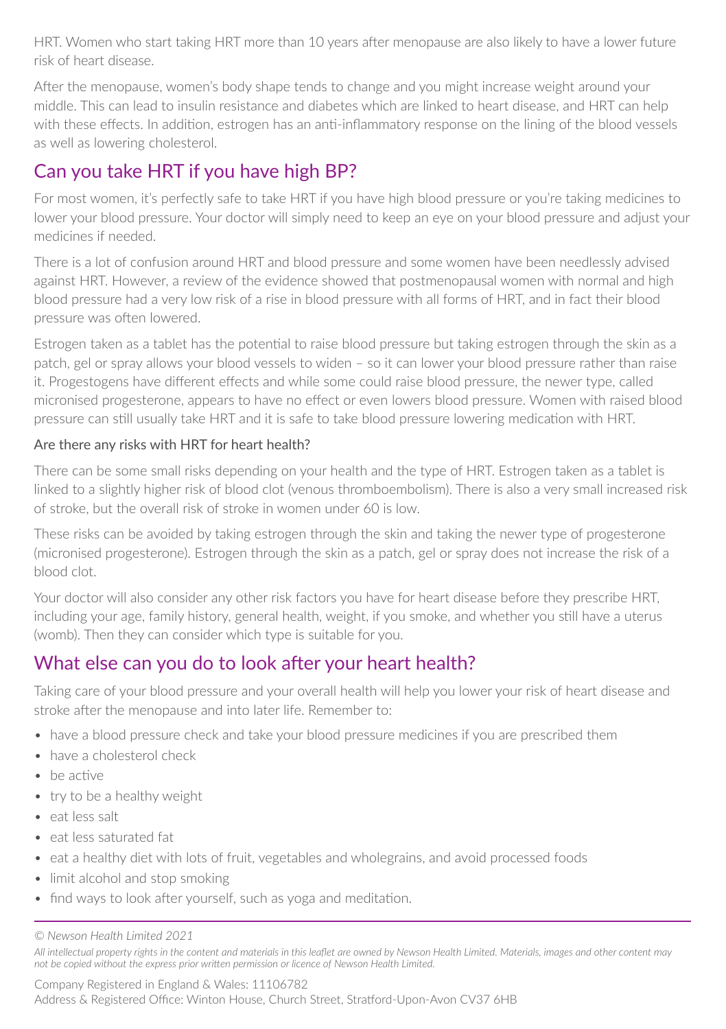HRT. Women who start taking HRT more than 10 years after menopause are also likely to have a lower future risk of heart disease.

After the menopause, women's body shape tends to change and you might increase weight around your middle. This can lead to insulin resistance and diabetes which are linked to heart disease, and HRT can help with these effects. In addition, estrogen has an anti-inflammatory response on the lining of the blood vessels as well as lowering cholesterol.

## Can you take HRT if you have high BP?

For most women, it's perfectly safe to take HRT if you have high blood pressure or you're taking medicines to lower your blood pressure. Your doctor will simply need to keep an eye on your blood pressure and adjust your medicines if needed.

There is a lot of confusion around HRT and blood pressure and some women have been needlessly advised against HRT. However, a review of the evidence showed that postmenopausal women with normal and high blood pressure had a very low risk of a rise in blood pressure with all forms of HRT, and in fact their blood pressure was often lowered.

Estrogen taken as a tablet has the potential to raise blood pressure but taking estrogen through the skin as a patch, gel or spray allows your blood vessels to widen – so it can lower your blood pressure rather than raise it. Progestogens have different effects and while some could raise blood pressure, the newer type, called micronised progesterone, appears to have no effect or even lowers blood pressure. Women with raised blood pressure can still usually take HRT and it is safe to take blood pressure lowering medication with HRT.

### Are there any risks with HRT for heart health?

There can be some small risks depending on your health and the type of HRT. Estrogen taken as a tablet is linked to a slightly higher risk of blood clot (venous thromboembolism). There is also a very small increased risk of stroke, but the overall risk of stroke in women under 60 is low.

These risks can be avoided by taking estrogen through the skin and taking the newer type of progesterone (micronised progesterone). Estrogen through the skin as a patch, gel or spray does not increase the risk of a blood clot.

Your doctor will also consider any other risk factors you have for heart disease before they prescribe HRT, including your age, family history, general health, weight, if you smoke, and whether you still have a uterus (womb). Then they can consider which type is suitable for you.

## What else can you do to look after your heart health?

Taking care of your blood pressure and your overall health will help you lower your risk of heart disease and stroke after the menopause and into later life. Remember to:

- have a blood pressure check and take your blood pressure medicines if you are prescribed them
- have a cholesterol check
- be active
- try to be a healthy weight
- eat less salt
- eat less saturated fat
- eat a healthy diet with lots of fruit, vegetables and wholegrains, and avoid processed foods
- limit alcohol and stop smoking
- find ways to look after yourself, such as yoga and meditation.

*© Newson Health Limited 2021*

*All intellectual property rights in the content and materials in this leaflet are owned by Newson Health Limited. Materials, images and other content may not be copied without the express prior written permission or licence of Newson Health Limited.*

Company Registered in England & Wales: 11106782
Address & Registered Office: Winton House, Church Street, Stratford-Upon-Avon CV37 6HB